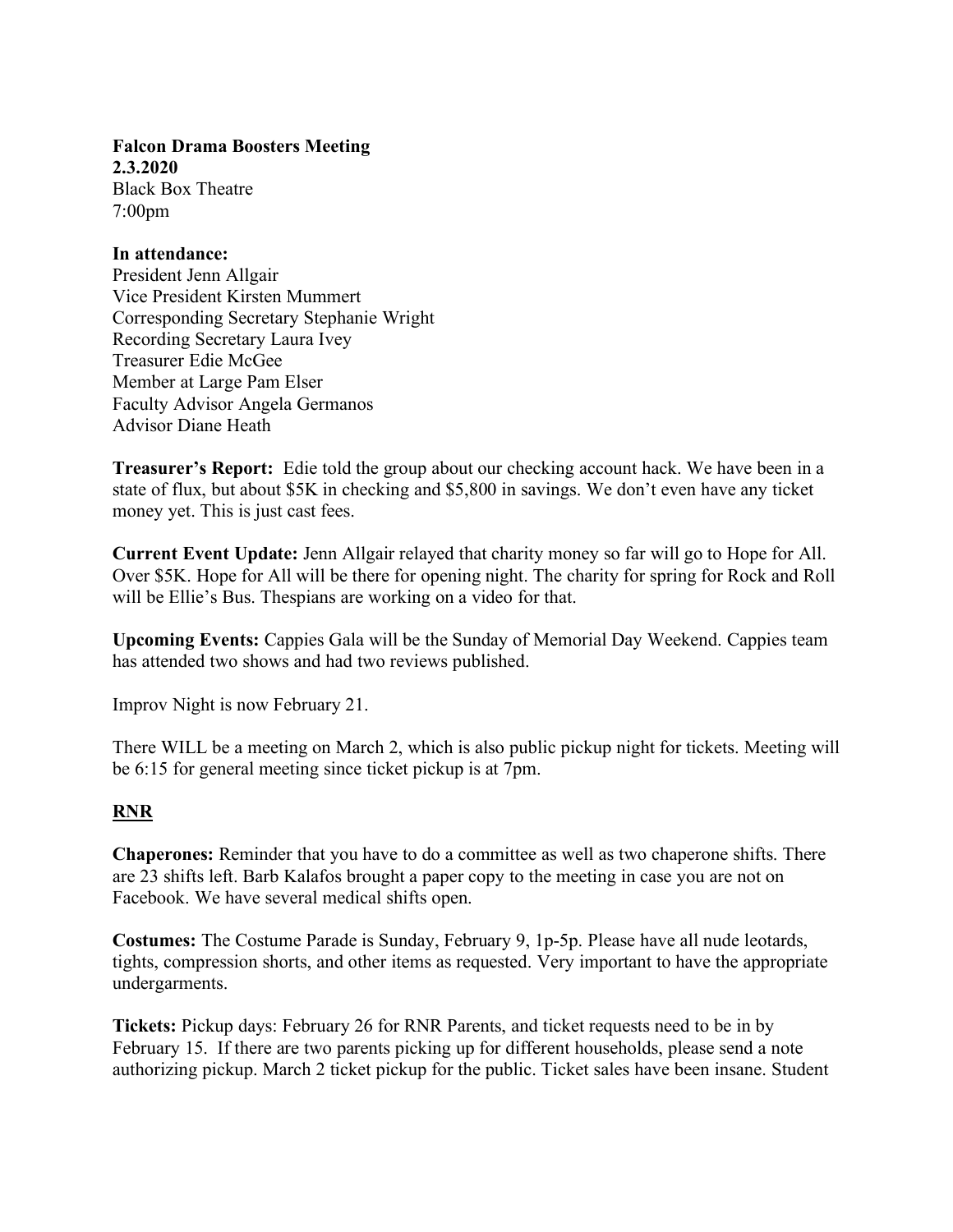**Falcon Drama Boosters Meeting**
**2.3.2020**
Black Box Theatre
7:00pm

**In attendance:**
President Jenn Allgair
Vice President Kirsten Mummert
Corresponding Secretary Stephanie Wright
Recording Secretary Laura Ivey
Treasurer Edie McGee
Member at Large Pam Elser
Faculty Advisor Angela Germanos
Advisor Diane Heath

**Treasurer's Report:** Edie told the group about our checking account hack. We have been in a state of flux, but about $5K in checking and $5,800 in savings. We don't even have any ticket money yet. This is just cast fees.

**Current Event Update:** Jenn Allgair relayed that charity money so far will go to Hope for All. Over $5K. Hope for All will be there for opening night. The charity for spring for Rock and Roll will be Ellie's Bus. Thespians are working on a video for that.

**Upcoming Events:** Cappies Gala will be the Sunday of Memorial Day Weekend. Cappies team has attended two shows and had two reviews published.

Improv Night is now February 21.

There WILL be a meeting on March 2, which is also public pickup night for tickets. Meeting will be 6:15 for general meeting since ticket pickup is at 7pm.

## RNR

**Chaperones:** Reminder that you have to do a committee as well as two chaperone shifts. There are 23 shifts left. Barb Kalafos brought a paper copy to the meeting in case you are not on Facebook. We have several medical shifts open.

**Costumes:** The Costume Parade is Sunday, February 9, 1p-5p. Please have all nude leotards, tights, compression shorts, and other items as requested. Very important to have the appropriate undergarments.

**Tickets:** Pickup days: February 26 for RNR Parents, and ticket requests need to be in by February 15. If there are two parents picking up for different households, please send a note authorizing pickup. March 2 ticket pickup for the public. Ticket sales have been insane. Student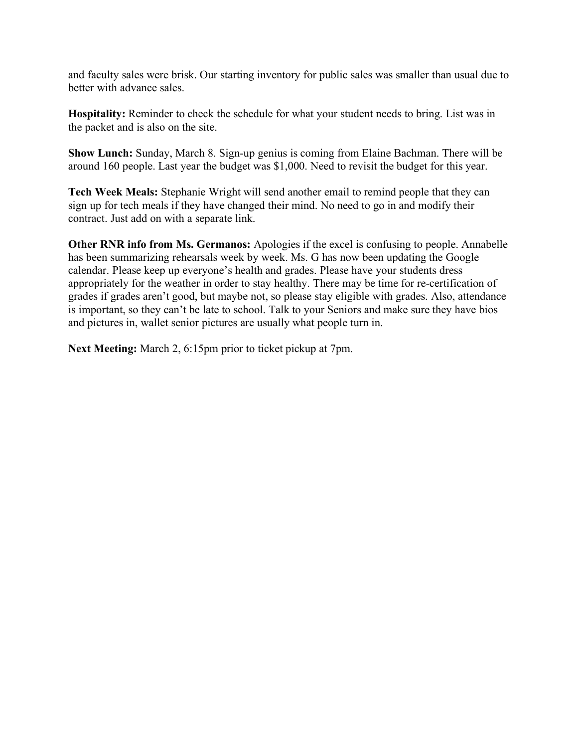and faculty sales were brisk. Our starting inventory for public sales was smaller than usual due to better with advance sales.

**Hospitality:** Reminder to check the schedule for what your student needs to bring. List was in the packet and is also on the site.

**Show Lunch:** Sunday, March 8. Sign-up genius is coming from Elaine Bachman. There will be around 160 people. Last year the budget was $1,000. Need to revisit the budget for this year.

**Tech Week Meals:** Stephanie Wright will send another email to remind people that they can sign up for tech meals if they have changed their mind. No need to go in and modify their contract. Just add on with a separate link.

**Other RNR info from Ms. Germanos:** Apologies if the excel is confusing to people. Annabelle has been summarizing rehearsals week by week. Ms. G has now been updating the Google calendar. Please keep up everyone's health and grades. Please have your students dress appropriately for the weather in order to stay healthy. There may be time for re-certification of grades if grades aren't good, but maybe not, so please stay eligible with grades. Also, attendance is important, so they can't be late to school. Talk to your Seniors and make sure they have bios and pictures in, wallet senior pictures are usually what people turn in.

**Next Meeting:** March 2, 6:15pm prior to ticket pickup at 7pm.